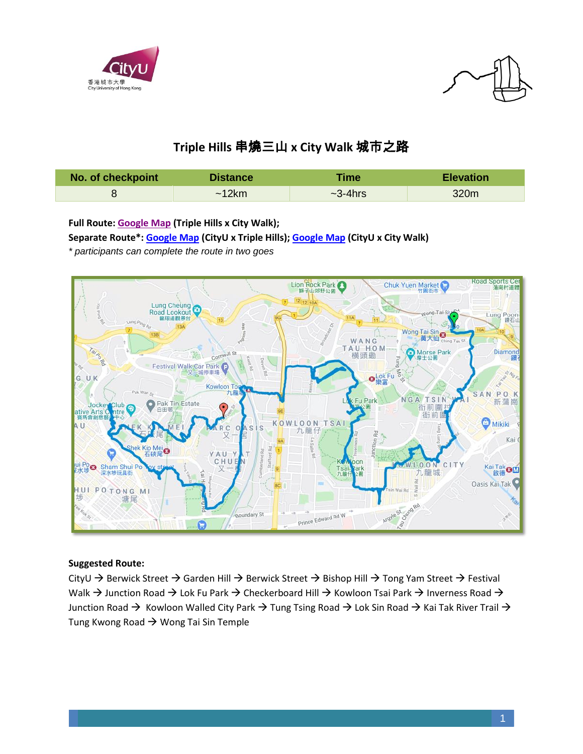# Triple Hills 串燒三山 x City Walk 城市之路

| No. of checkpoint | Distance | Time | Elevation |
|---|---|---|---|
| 8 | ~12km | ~3-4hrs | 320m |

**Full Route: Google Map (Triple Hills x City Walk);**
**Separate Route\*: Google Map (CityU x Triple Hills); Google Map (CityU x City Walk)**
*\* participants can complete the route in two goes*

**Suggested Route:**

CityU → Berwick Street → Garden Hill → Berwick Street → Bishop Hill → Tong Yam Street → Festival Walk → Junction Road → Lok Fu Park → Checkerboard Hill → Kowloon Tsai Park → Inverness Road → Junction Road → Kowloon Walled City Park → Tung Tsing Road → Lok Sin Road → Kai Tak River Trail → Tung Kwong Road → Wong Tai Sin Temple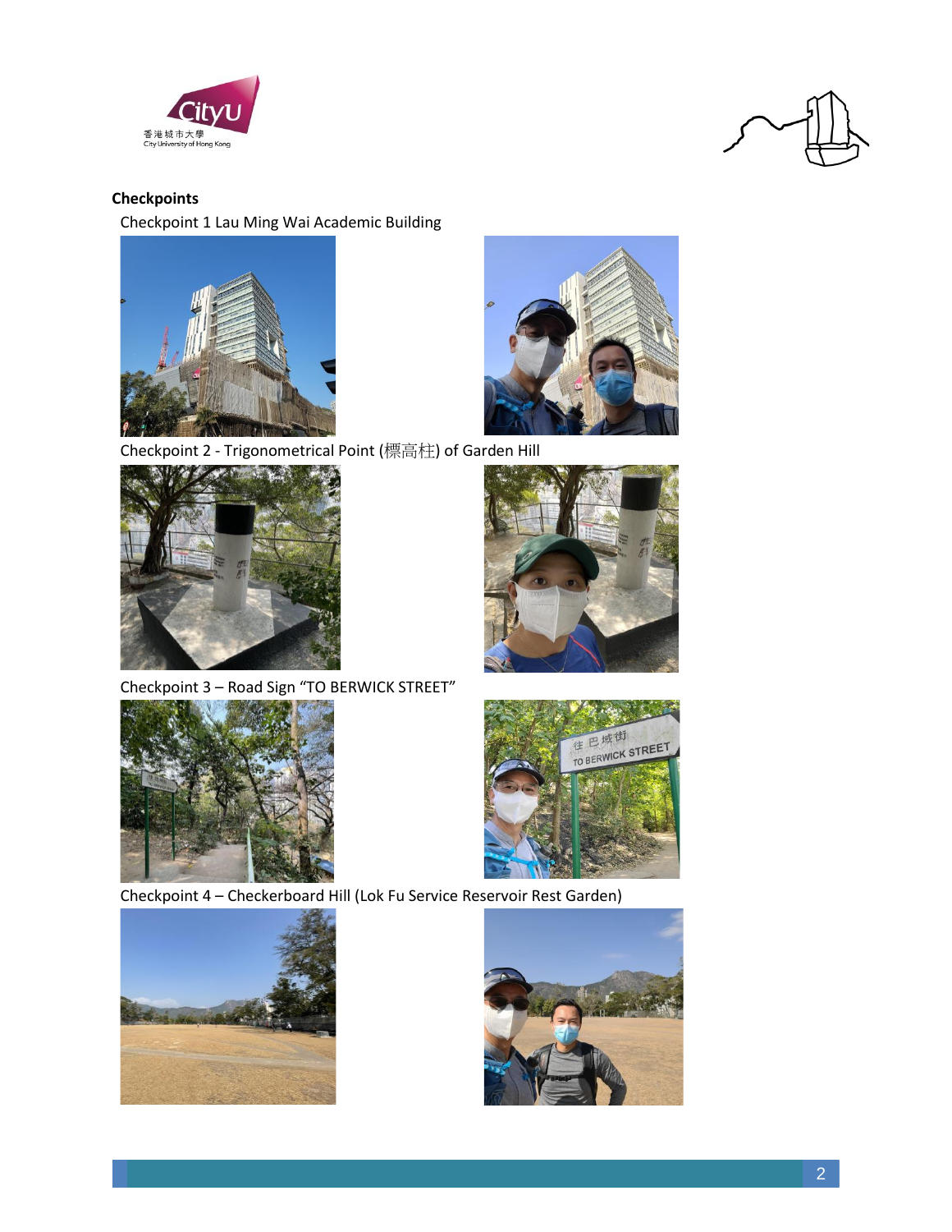**Checkpoints**

Checkpoint 1 Lau Ming Wai Academic Building

Checkpoint 2 - Trigonometrical Point (標高柱) of Garden Hill

Checkpoint 3 – Road Sign “TO BERWICK STREET”

Checkpoint 4 – Checkerboard Hill (Lok Fu Service Reservoir Rest Garden)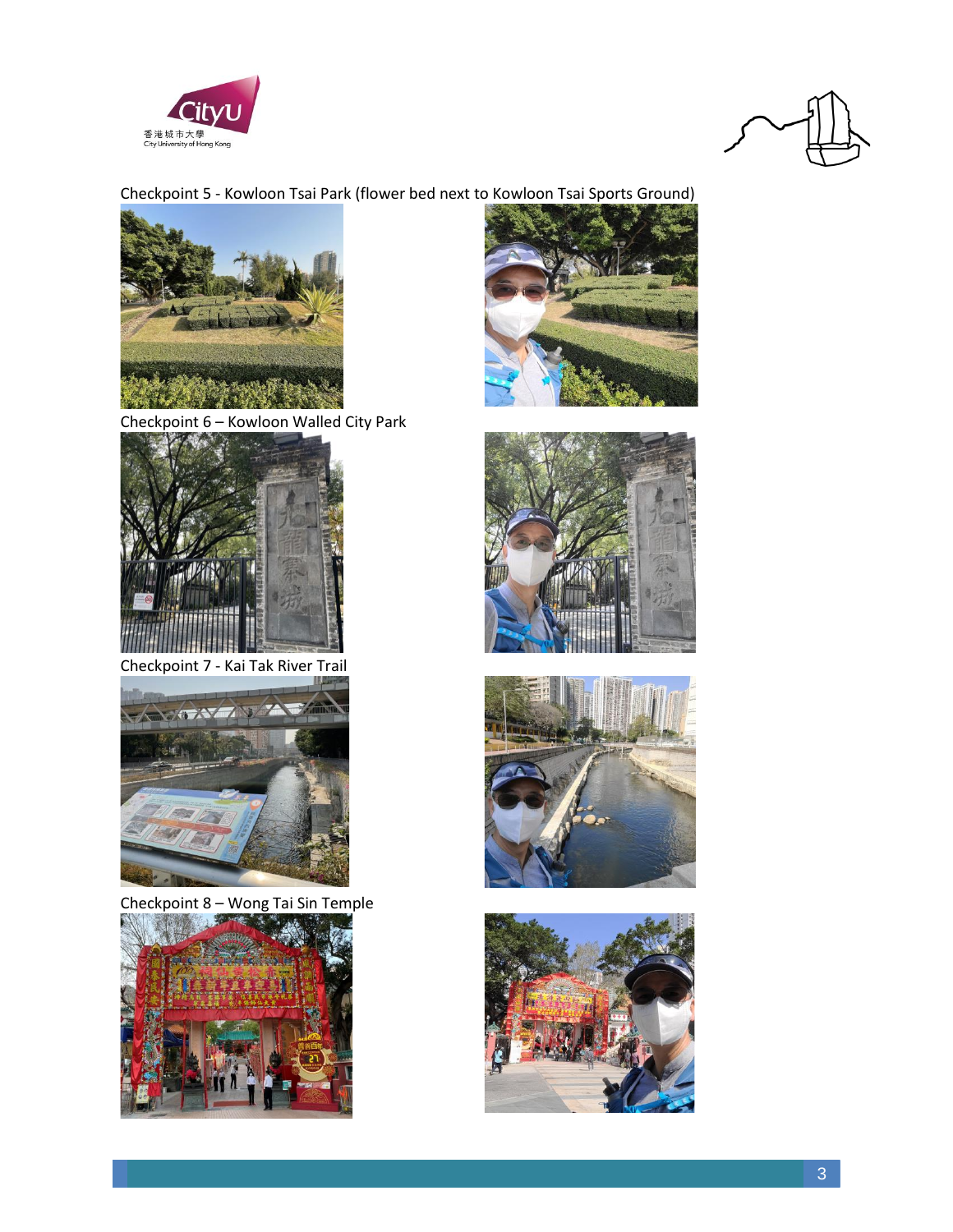Checkpoint 5 - Kowloon Tsai Park (flower bed next to Kowloon Tsai Sports Ground)

Checkpoint 6 – Kowloon Walled City Park

Checkpoint 7 - Kai Tak River Trail

Checkpoint 8 – Wong Tai Sin Temple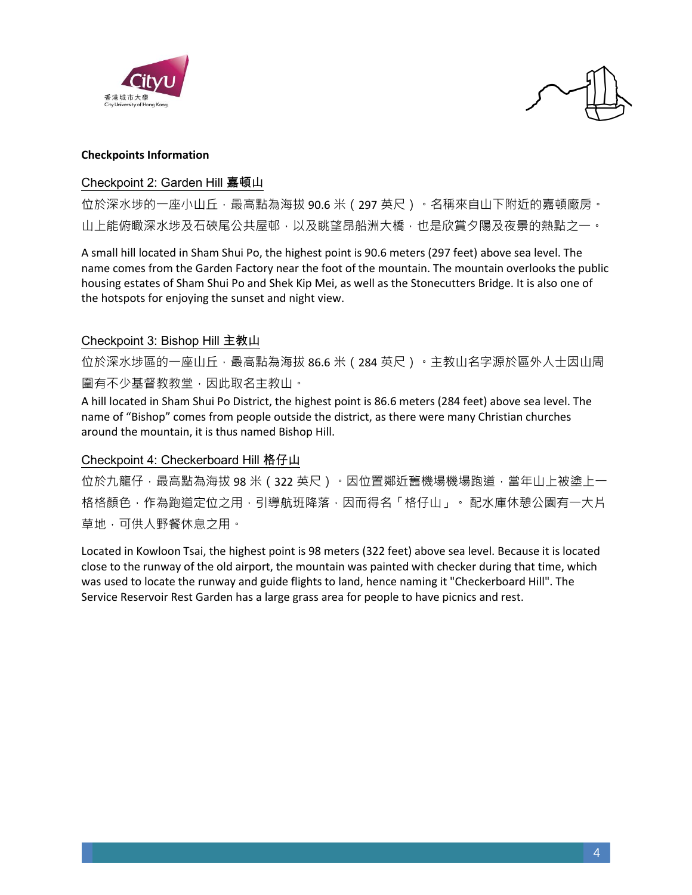**Checkpoints Information**

## Checkpoint 2: Garden Hill 嘉頓山

位於深水埗的一座小山丘，最高點為海拔 90.6 米（297 英尺）。名稱來自山下附近的嘉頓廠房。山上能俯瞰深水埗及石硤尾公共屋邨，以及眺望昂船洲大橋，也是欣賞夕陽及夜景的熱點之一。

A small hill located in Sham Shui Po, the highest point is 90.6 meters (297 feet) above sea level. The name comes from the Garden Factory near the foot of the mountain. The mountain overlooks the public housing estates of Sham Shui Po and Shek Kip Mei, as well as the Stonecutters Bridge. It is also one of the hotspots for enjoying the sunset and night view.

## Checkpoint 3: Bishop Hill 主教山

位於深水埗區的一座山丘，最高點為海拔 86.6 米（284 英尺）。主教山名字源於區外人士因山周圍有不少基督教教堂，因此取名主教山。

A hill located in Sham Shui Po District, the highest point is 86.6 meters (284 feet) above sea level. The name of "Bishop" comes from people outside the district, as there were many Christian churches around the mountain, it is thus named Bishop Hill.

## Checkpoint 4: Checkerboard Hill 格仔山

位於九龍仔，最高點為海拔 98 米（322 英尺）。因位置鄰近舊機場機場跑道，當年山上被塗上一格格顏色，作為跑道定位之用，引導航班降落，因而得名「格仔山」。 配水庫休憩公園有一大片草地，可供人野餐休息之用。

Located in Kowloon Tsai, the highest point is 98 meters (322 feet) above sea level. Because it is located close to the runway of the old airport, the mountain was painted with checker during that time, which was used to locate the runway and guide flights to land, hence naming it "Checkerboard Hill". The Service Reservoir Rest Garden has a large grass area for people to have picnics and rest.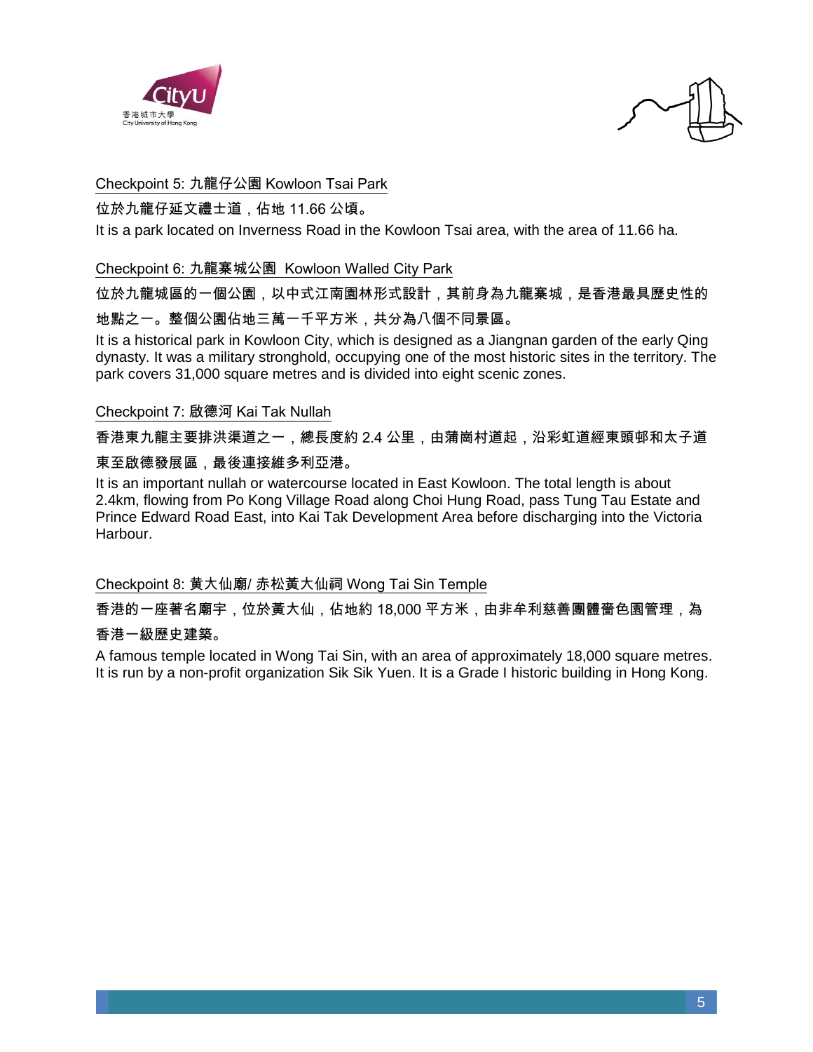Checkpoint 5: 九龍仔公園 Kowloon Tsai Park

位於九龍仔延文禮士道，佔地 11.66 公頃。

It is a park located on Inverness Road in the Kowloon Tsai area, with the area of 11.66 ha.

Checkpoint 6: 九龍寨城公園 Kowloon Walled City Park

位於九龍城區的一個公園，以中式江南園林形式設計，其前身為九龍寨城，是香港最具歷史性的地點之一。整個公園佔地三萬一千平方米，共分為八個不同景區。

It is a historical park in Kowloon City, which is designed as a Jiangnan garden of the early Qing dynasty. It was a military stronghold, occupying one of the most historic sites in the territory. The park covers 31,000 square metres and is divided into eight scenic zones.

Checkpoint 7: 啟德河 Kai Tak Nullah

香港東九龍主要排洪渠道之一，總長度約 2.4 公里，由蒲崗村道起，沿彩虹道經東頭邨和太子道東至啟德發展區，最後連接維多利亞港。

It is an important nullah or watercourse located in East Kowloon. The total length is about 2.4km, flowing from Po Kong Village Road along Choi Hung Road, pass Tung Tau Estate and Prince Edward Road East, into Kai Tak Development Area before discharging into the Victoria Harbour.

Checkpoint 8: 黃大仙廟/ 赤松黃大仙祠 Wong Tai Sin Temple

香港的一座著名廟宇，位於黃大仙，佔地約 18,000 平方米，由非牟利慈善團體嗇色園管理，為香港一級歷史建築。

A famous temple located in Wong Tai Sin, with an area of approximately 18,000 square metres. It is run by a non-profit organization Sik Sik Yuen. It is a Grade I historic building in Hong Kong.